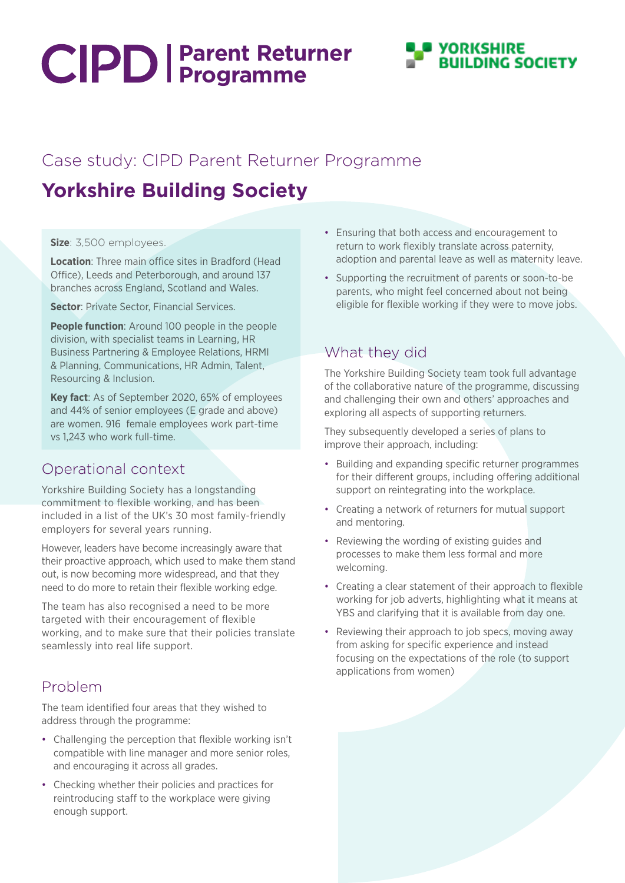# CIPD | Parent Returner Programme

YORKSHIRE BUILDING SOCIETY

## Case study: CIPD Parent Returner Programme

# Yorkshire Building Society

**Size**: 3,500 employees.

**Location**: Three main office sites in Bradford (Head Office), Leeds and Peterborough, and around 137 branches across England, Scotland and Wales.

**Sector**: Private Sector, Financial Services.

**People function**: Around 100 people in the people division, with specialist teams in Learning, HR Business Partnering & Employee Relations, HRMI & Planning, Communications, HR Admin, Talent, Resourcing & Inclusion.

**Key fact**: As of September 2020, 65% of employees and 44% of senior employees (E grade and above) are women. 916 female employees work part-time vs 1,243 who work full-time.

## Operational context

Yorkshire Building Society has a longstanding commitment to flexible working, and has been included in a list of the UK's 30 most family-friendly employers for several years running.

However, leaders have become increasingly aware that their proactive approach, which used to make them stand out, is now becoming more widespread, and that they need to do more to retain their flexible working edge.

The team has also recognised a need to be more targeted with their encouragement of flexible working, and to make sure that their policies translate seamlessly into real life support.

## Problem

The team identified four areas that they wished to address through the programme:

- Challenging the perception that flexible working isn't compatible with line manager and more senior roles, and encouraging it across all grades.
- Checking whether their policies and practices for reintroducing staff to the workplace were giving enough support.
- Ensuring that both access and encouragement to return to work flexibly translate across paternity, adoption and parental leave as well as maternity leave.
- Supporting the recruitment of parents or soon-to-be parents, who might feel concerned about not being eligible for flexible working if they were to move jobs.

## What they did

The Yorkshire Building Society team took full advantage of the collaborative nature of the programme, discussing and challenging their own and others' approaches and exploring all aspects of supporting returners.

They subsequently developed a series of plans to improve their approach, including:

- Building and expanding specific returner programmes for their different groups, including offering additional support on reintegrating into the workplace.
- Creating a network of returners for mutual support and mentoring.
- Reviewing the wording of existing guides and processes to make them less formal and more welcoming.
- Creating a clear statement of their approach to flexible working for job adverts, highlighting what it means at YBS and clarifying that it is available from day one.
- Reviewing their approach to job specs, moving away from asking for specific experience and instead focusing on the expectations of the role (to support applications from women)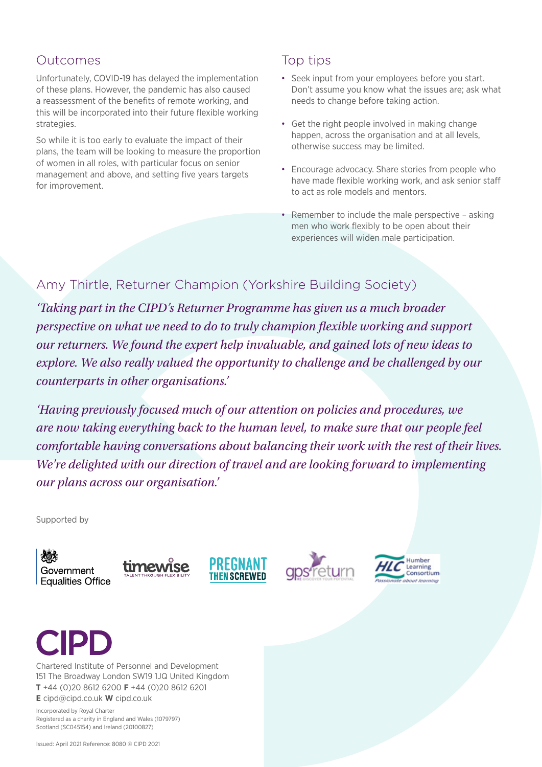## Outcomes

Unfortunately, COVID-19 has delayed the implementation of these plans. However, the pandemic has also caused a reassessment of the benefits of remote working, and this will be incorporated into their future flexible working strategies.

So while it is too early to evaluate the impact of their plans, the team will be looking to measure the proportion of women in all roles, with particular focus on senior management and above, and setting five years targets for improvement.

## Top tips

- Seek input from your employees before you start. Don't assume you know what the issues are; ask what needs to change before taking action.
- Get the right people involved in making change happen, across the organisation and at all levels, otherwise success may be limited.
- Encourage advocacy. Share stories from people who have made flexible working work, and ask senior staff to act as role models and mentors.
- Remember to include the male perspective – asking men who work flexibly to be open about their experiences will widen male participation.

## Amy Thirtle, Returner Champion (Yorkshire Building Society)

*'Taking part in the CIPD's Returner Programme has given us a much broader perspective on what we need to do to truly champion flexible working and support our returners. We found the expert help invaluable, and gained lots of new ideas to explore. We also really valued the opportunity to challenge and be challenged by our counterparts in other organisations.'*

*'Having previously focused much of our attention on policies and procedures, we are now taking everything back to the human level, to make sure that our people feel comfortable having conversations about balancing their work with the rest of their lives. We're delighted with our direction of travel and are looking forward to implementing our plans across our organisation.'*

Supported by

Government Equalities Office

timewise TALENT THROUGH FLEXIBILITY

PREGNANT THEN SCREWED

gps return RE-DISCOVER YOUR POTENTIAL

HLC Humber Learning Consortium Passionate about learning

CIPD

Chartered Institute of Personnel and Development
151 The Broadway London SW19 1JQ United Kingdom
**T** +44 (0)20 8612 6200 **F** +44 (0)20 8612 6201
**E** cipd@cipd.co.uk **W** cipd.co.uk

Incorporated by Royal Charter
Registered as a charity in England and Wales (1079797)
Scotland (SC045154) and Ireland (20100827)

Issued: April 2021 Reference: 8080 © CIPD 2021